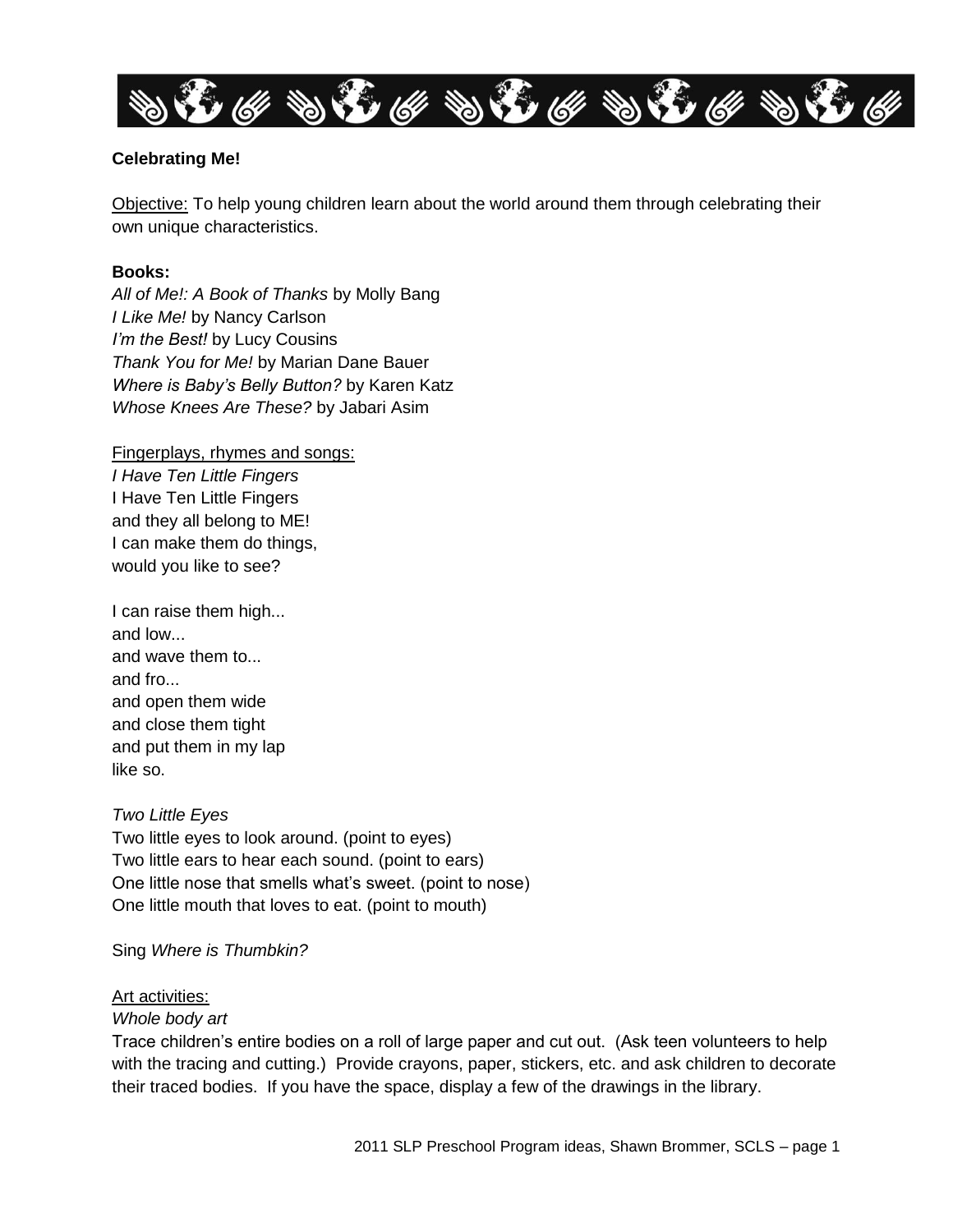**Celebrating Me!**

<u>Objective:</u> To help young children learn about the world around them through celebrating their own unique characteristics.

**Books:**

*All of Me!: A Book of Thanks* by Molly Bang
*I Like Me!* by Nancy Carlson
*I'm the Best!* by Lucy Cousins
*Thank You for Me!* by Marian Dane Bauer
*Where is Baby's Belly Button?* by Karen Katz
*Whose Knees Are These?* by Jabari Asim

<u>Fingerplays, rhymes and songs:</u>

*I Have Ten Little Fingers*
I Have Ten Little Fingers
and they all belong to ME!
I can make them do things,
would you like to see?

I can raise them high...
and low...
and wave them to...
and fro...
and open them wide
and close them tight
and put them in my lap
like so.

*Two Little Eyes*
Two little eyes to look around. (point to eyes)
Two little ears to hear each sound. (point to ears)
One little nose that smells what's sweet. (point to nose)
One little mouth that loves to eat. (point to mouth)

Sing *Where is Thumbkin?*

<u>Art activities:</u>

*Whole body art*
Trace children's entire bodies on a roll of large paper and cut out. (Ask teen volunteers to help with the tracing and cutting.) Provide crayons, paper, stickers, etc. and ask children to decorate their traced bodies. If you have the space, display a few of the drawings in the library.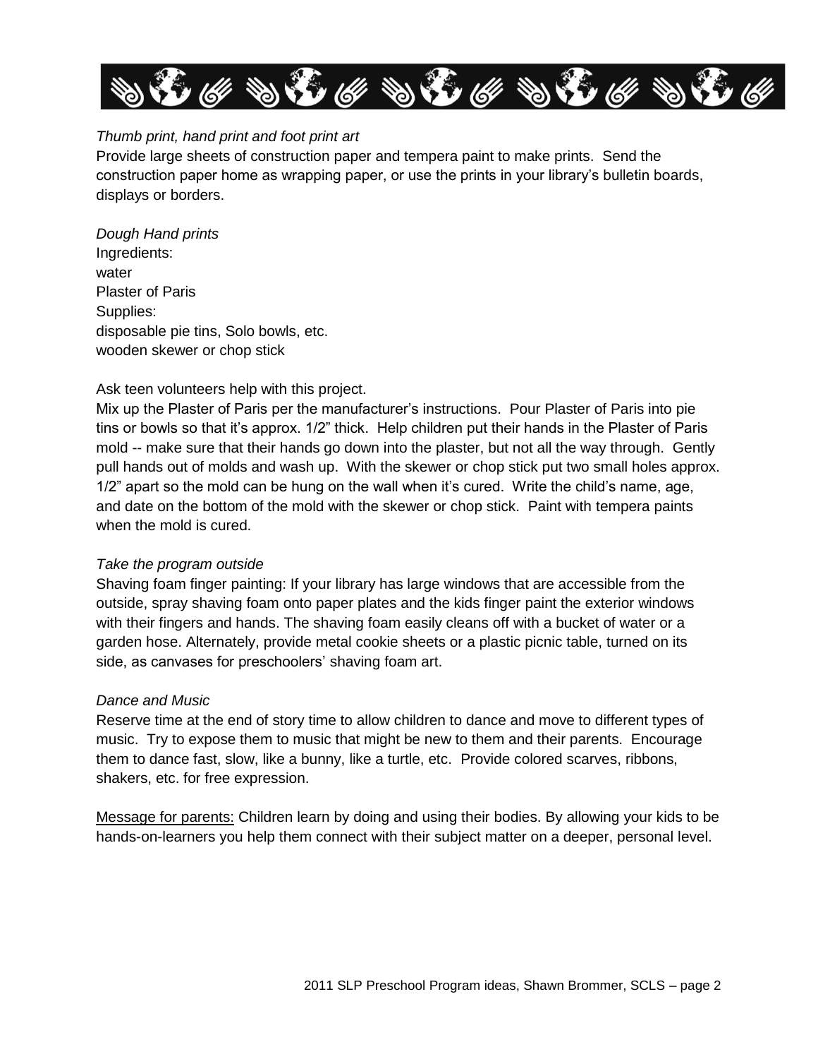*Thumb print, hand print and foot print art*

Provide large sheets of construction paper and tempera paint to make prints. Send the construction paper home as wrapping paper, or use the prints in your library's bulletin boards, displays or borders.

*Dough Hand prints*

Ingredients:
water
Plaster of Paris
Supplies:
disposable pie tins, Solo bowls, etc.
wooden skewer or chop stick

Ask teen volunteers help with this project.

Mix up the Plaster of Paris per the manufacturer's instructions. Pour Plaster of Paris into pie tins or bowls so that it's approx. 1/2" thick. Help children put their hands in the Plaster of Paris mold -- make sure that their hands go down into the plaster, but not all the way through. Gently pull hands out of molds and wash up. With the skewer or chop stick put two small holes approx. 1/2" apart so the mold can be hung on the wall when it's cured. Write the child's name, age, and date on the bottom of the mold with the skewer or chop stick. Paint with tempera paints when the mold is cured.

*Take the program outside*

Shaving foam finger painting: If your library has large windows that are accessible from the outside, spray shaving foam onto paper plates and the kids finger paint the exterior windows with their fingers and hands. The shaving foam easily cleans off with a bucket of water or a garden hose. Alternately, provide metal cookie sheets or a plastic picnic table, turned on its side, as canvases for preschoolers' shaving foam art.

*Dance and Music*

Reserve time at the end of story time to allow children to dance and move to different types of music. Try to expose them to music that might be new to them and their parents. Encourage them to dance fast, slow, like a bunny, like a turtle, etc. Provide colored scarves, ribbons, shakers, etc. for free expression.

<u>Message for parents:</u> Children learn by doing and using their bodies. By allowing your kids to be hands-on-learners you help them connect with their subject matter on a deeper, personal level.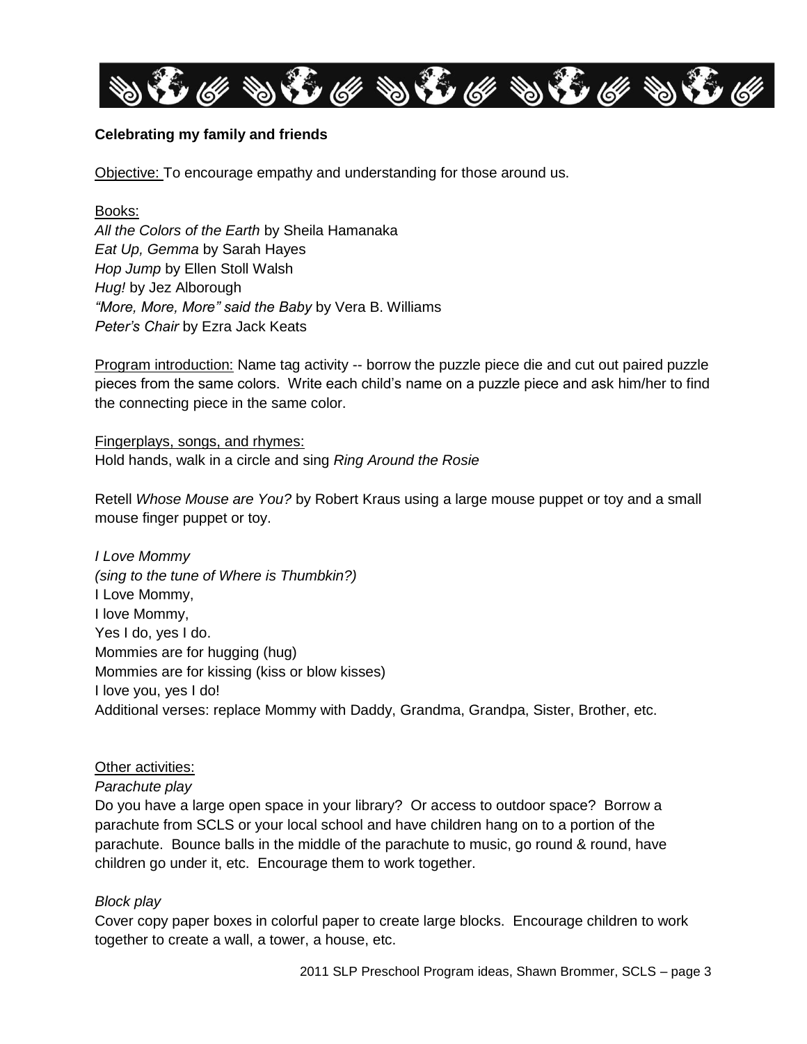**Celebrating my family and friends**

Objective: To encourage empathy and understanding for those around us.

Books:

*All the Colors of the Earth* by Sheila Hamanaka
*Eat Up, Gemma* by Sarah Hayes
*Hop Jump* by Ellen Stoll Walsh
*Hug!* by Jez Alborough
*"More, More, More" said the Baby* by Vera B. Williams
*Peter's Chair* by Ezra Jack Keats

Program introduction: Name tag activity -- borrow the puzzle piece die and cut out paired puzzle pieces from the same colors. Write each child's name on a puzzle piece and ask him/her to find the connecting piece in the same color.

Fingerplays, songs, and rhymes:
Hold hands, walk in a circle and sing *Ring Around the Rosie*

Retell *Whose Mouse are You?* by Robert Kraus using a large mouse puppet or toy and a small mouse finger puppet or toy.

*I Love Mommy*
*(sing to the tune of Where is Thumbkin?)*
I Love Mommy,
I love Mommy,
Yes I do, yes I do.
Mommies are for hugging (hug)
Mommies are for kissing (kiss or blow kisses)
I love you, yes I do!
Additional verses: replace Mommy with Daddy, Grandma, Grandpa, Sister, Brother, etc.

Other activities:

*Parachute play*
Do you have a large open space in your library? Or access to outdoor space? Borrow a parachute from SCLS or your local school and have children hang on to a portion of the parachute. Bounce balls in the middle of the parachute to music, go round & round, have children go under it, etc. Encourage them to work together.

*Block play*
Cover copy paper boxes in colorful paper to create large blocks. Encourage children to work together to create a wall, a tower, a house, etc.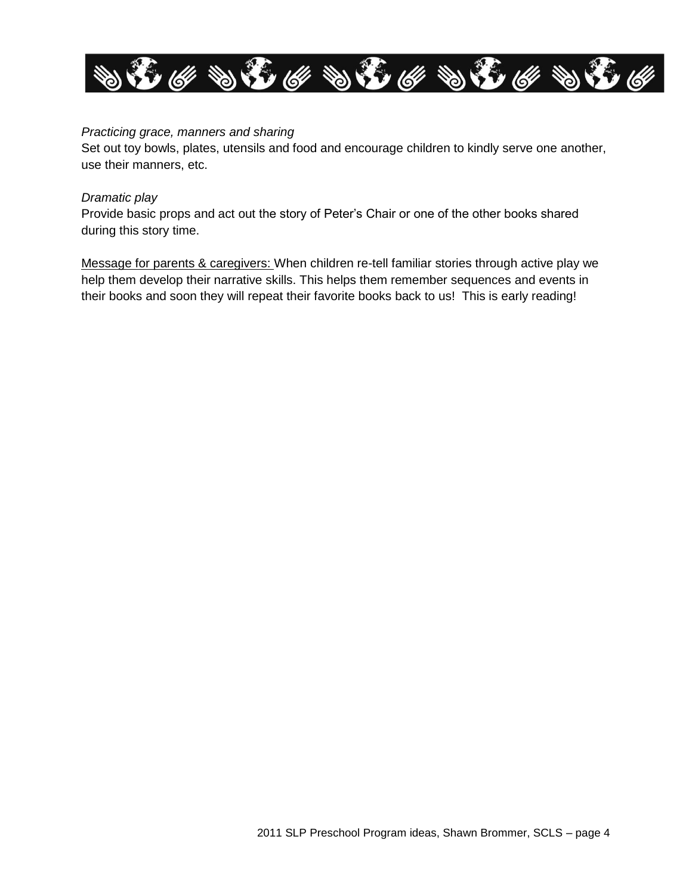*Practicing grace, manners and sharing*

Set out toy bowls, plates, utensils and food and encourage children to kindly serve one another, use their manners, etc.

*Dramatic play*

Provide basic props and act out the story of Peter's Chair or one of the other books shared during this story time.

<u>Message for parents & caregivers:</u> When children re-tell familiar stories through active play we help them develop their narrative skills. This helps them remember sequences and events in their books and soon they will repeat their favorite books back to us! This is early reading!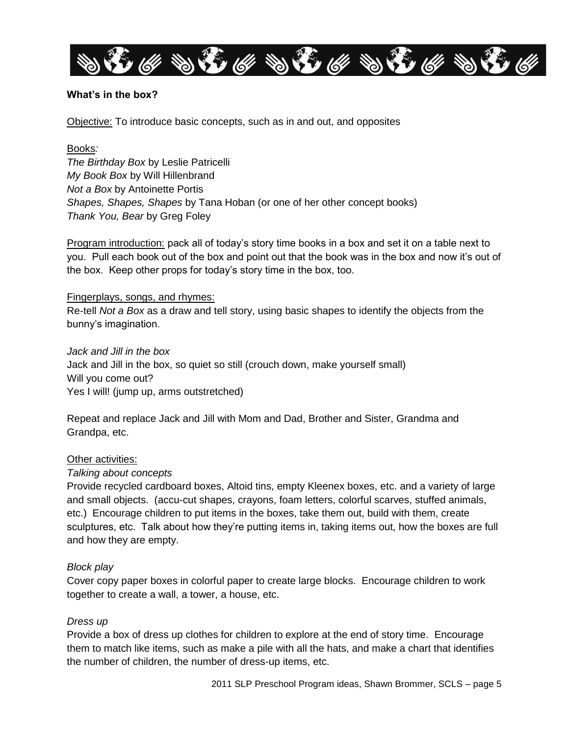**What's in the box?**

Objective: To introduce basic concepts, such as in and out, and opposites

Books:

*The Birthday Box* by Leslie Patricelli
*My Book Box* by Will Hillenbrand
*Not a Box* by Antoinette Portis
*Shapes, Shapes, Shapes* by Tana Hoban (or one of her other concept books)
*Thank You, Bear* by Greg Foley

Program introduction: pack all of today's story time books in a box and set it on a table next to you. Pull each book out of the box and point out that the book was in the box and now it's out of the box. Keep other props for today's story time in the box, too.

Fingerplays, songs, and rhymes:

Re-tell *Not a Box* as a draw and tell story, using basic shapes to identify the objects from the bunny's imagination.

*Jack and Jill in the box*
Jack and Jill in the box, so quiet so still (crouch down, make yourself small)
Will you come out?
Yes I will! (jump up, arms outstretched)

Repeat and replace Jack and Jill with Mom and Dad, Brother and Sister, Grandma and Grandpa, etc.

Other activities:

*Talking about concepts*
Provide recycled cardboard boxes, Altoid tins, empty Kleenex boxes, etc. and a variety of large and small objects. (accu-cut shapes, crayons, foam letters, colorful scarves, stuffed animals, etc.) Encourage children to put items in the boxes, take them out, build with them, create sculptures, etc. Talk about how they're putting items in, taking items out, how the boxes are full and how they are empty.

*Block play*
Cover copy paper boxes in colorful paper to create large blocks. Encourage children to work together to create a wall, a tower, a house, etc.

*Dress up*
Provide a box of dress up clothes for children to explore at the end of story time. Encourage them to match like items, such as make a pile with all the hats, and make a chart that identifies the number of children, the number of dress-up items, etc.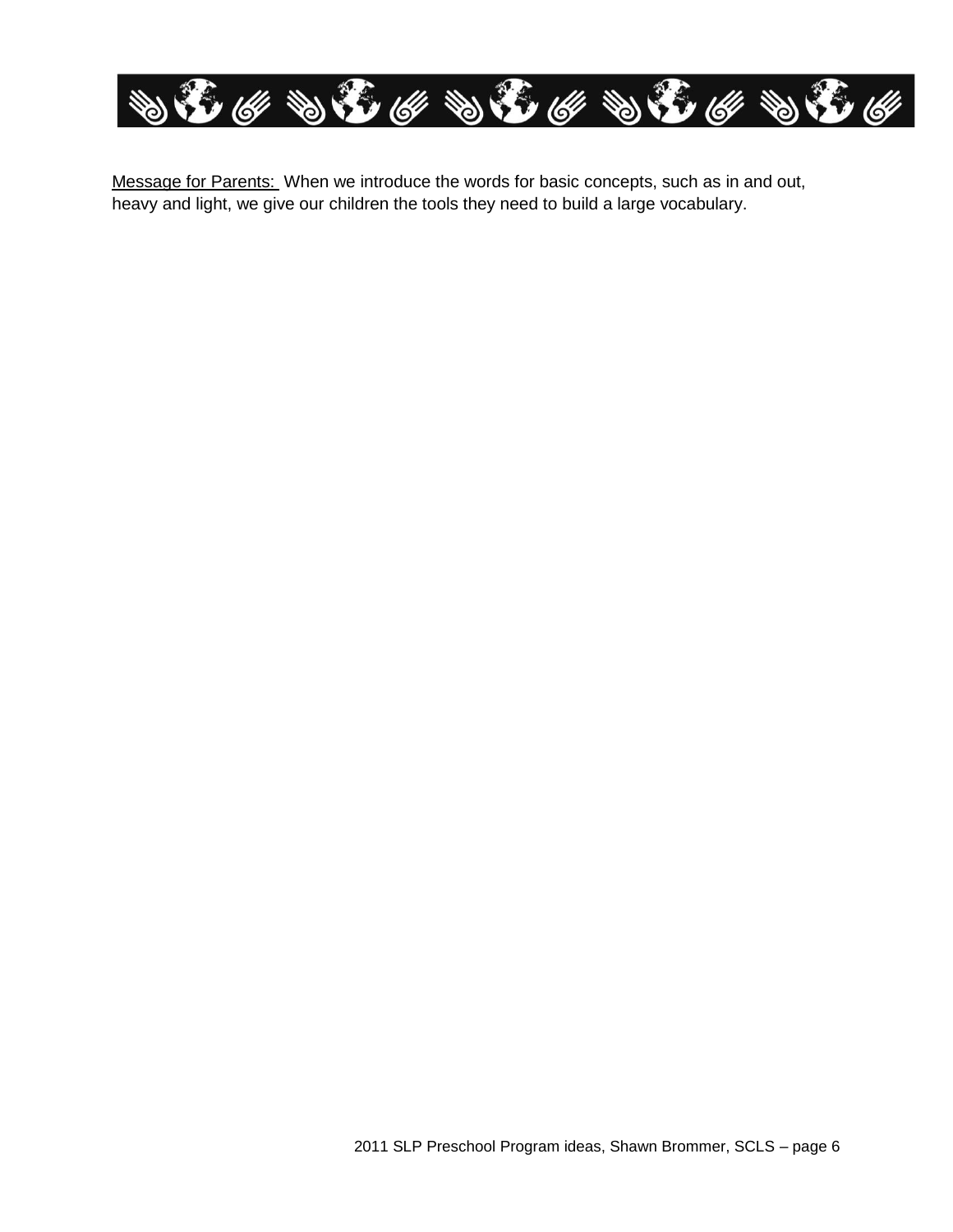<u>Message for Parents:</u> When we introduce the words for basic concepts, such as in and out, heavy and light, we give our children the tools they need to build a large vocabulary.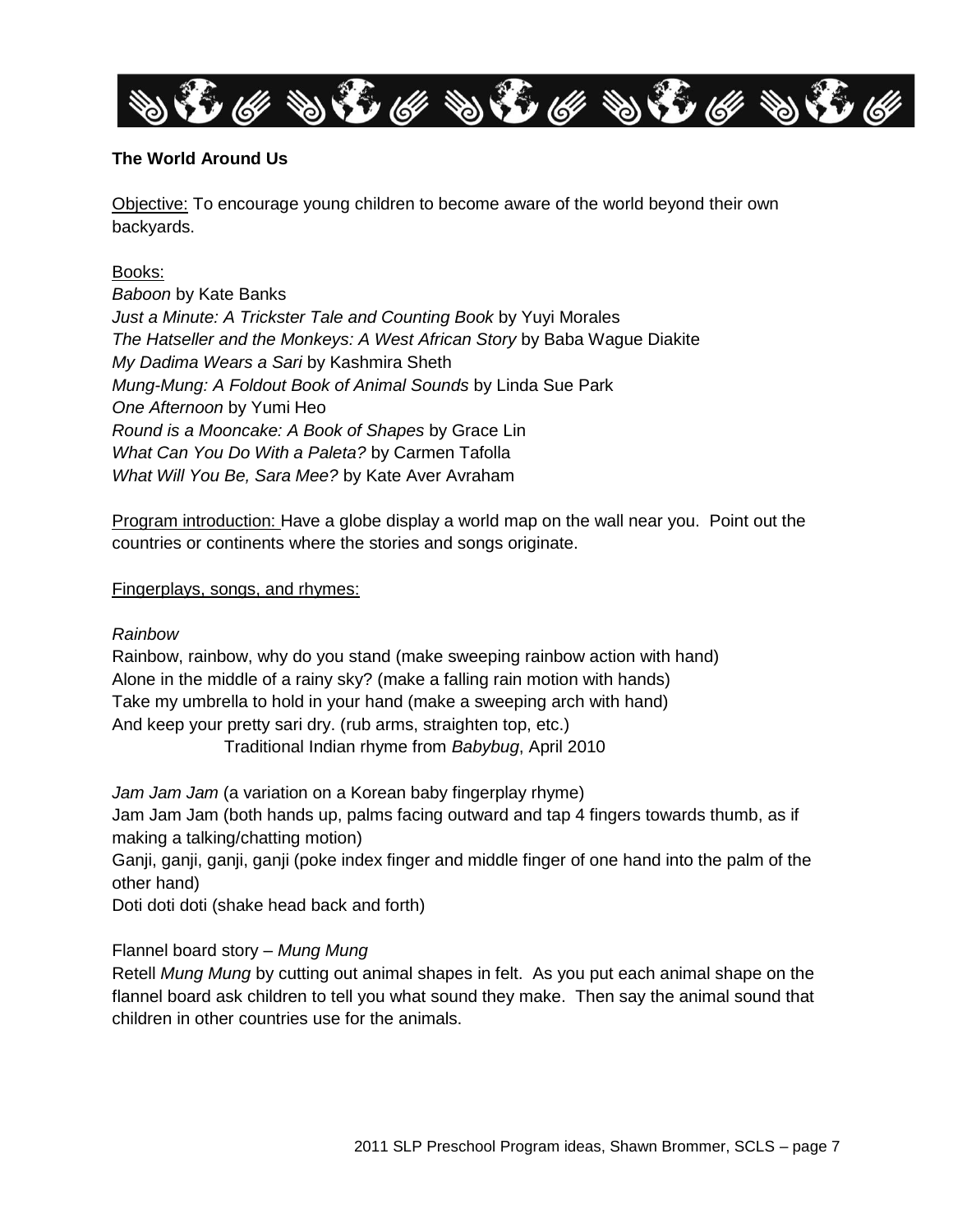**The World Around Us**

Objective: To encourage young children to become aware of the world beyond their own backyards.

Books:
*Baboon* by Kate Banks
*Just a Minute: A Trickster Tale and Counting Book* by Yuyi Morales
*The Hatseller and the Monkeys: A West African Story* by Baba Wague Diakite
*My Dadima Wears a Sari* by Kashmira Sheth
*Mung-Mung: A Foldout Book of Animal Sounds* by Linda Sue Park
*One Afternoon* by Yumi Heo
*Round is a Mooncake: A Book of Shapes* by Grace Lin
*What Can You Do With a Paleta?* by Carmen Tafolla
*What Will You Be, Sara Mee?* by Kate Aver Avraham

Program introduction: Have a globe display a world map on the wall near you. Point out the countries or continents where the stories and songs originate.

Fingerplays, songs, and rhymes:

*Rainbow*
Rainbow, rainbow, why do you stand (make sweeping rainbow action with hand)
Alone in the middle of a rainy sky? (make a falling rain motion with hands)
Take my umbrella to hold in your hand (make a sweeping arch with hand)
And keep your pretty sari dry. (rub arms, straighten top, etc.)
Traditional Indian rhyme from *Babybug*, April 2010

*Jam Jam Jam* (a variation on a Korean baby fingerplay rhyme)
Jam Jam Jam (both hands up, palms facing outward and tap 4 fingers towards thumb, as if making a talking/chatting motion)
Ganji, ganji, ganji, ganji (poke index finger and middle finger of one hand into the palm of the other hand)
Doti doti doti (shake head back and forth)

Flannel board story – *Mung Mung*
Retell *Mung Mung* by cutting out animal shapes in felt. As you put each animal shape on the flannel board ask children to tell you what sound they make. Then say the animal sound that children in other countries use for the animals.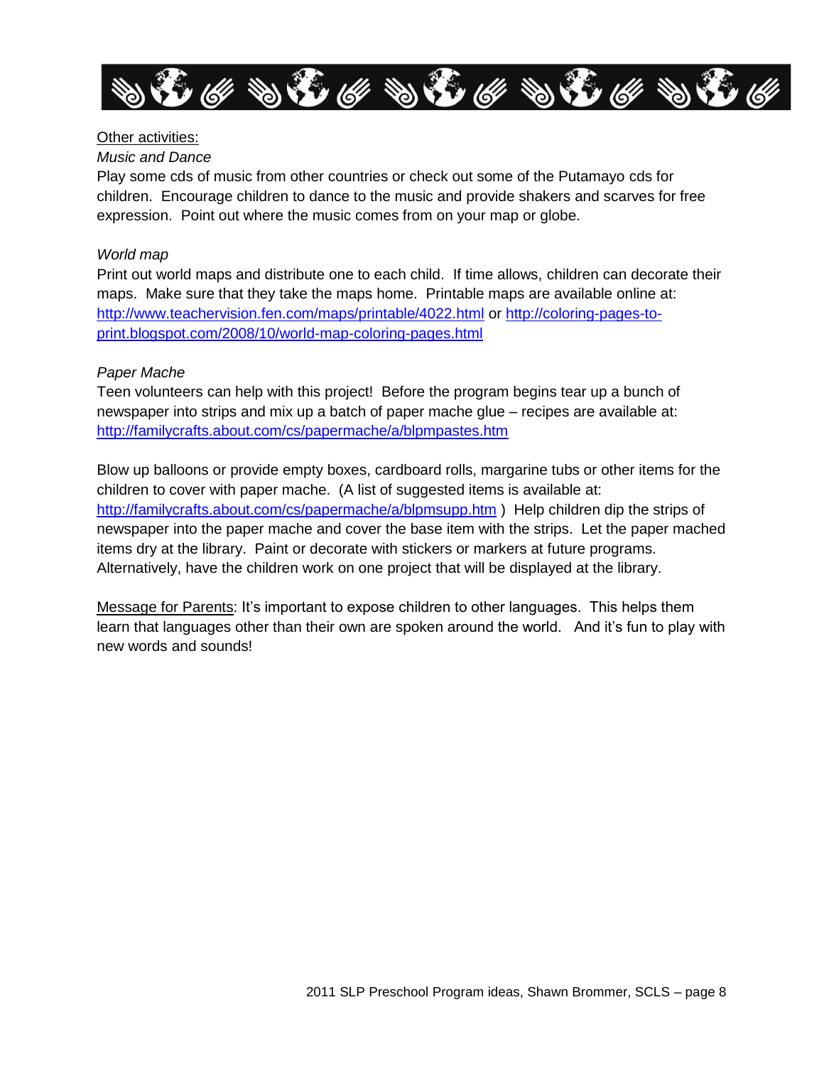Other activities:

*Music and Dance*

Play some cds of music from other countries or check out some of the Putamayo cds for children. Encourage children to dance to the music and provide shakers and scarves for free expression. Point out where the music comes from on your map or globe.

*World map*

Print out world maps and distribute one to each child. If time allows, children can decorate their maps. Make sure that they take the maps home. Printable maps are available online at: http://www.teachervision.fen.com/maps/printable/4022.html or http://coloring-pages-to-print.blogspot.com/2008/10/world-map-coloring-pages.html

*Paper Mache*

Teen volunteers can help with this project! Before the program begins tear up a bunch of newspaper into strips and mix up a batch of paper mache glue – recipes are available at: http://familycrafts.about.com/cs/papermache/a/blpmpastes.htm

Blow up balloons or provide empty boxes, cardboard rolls, margarine tubs or other items for the children to cover with paper mache. (A list of suggested items is available at: http://familycrafts.about.com/cs/papermache/a/blpmsupp.htm ) Help children dip the strips of newspaper into the paper mache and cover the base item with the strips. Let the paper mached items dry at the library. Paint or decorate with stickers or markers at future programs. Alternatively, have the children work on one project that will be displayed at the library.

Message for Parents: It's important to expose children to other languages. This helps them learn that languages other than their own are spoken around the world. And it's fun to play with new words and sounds!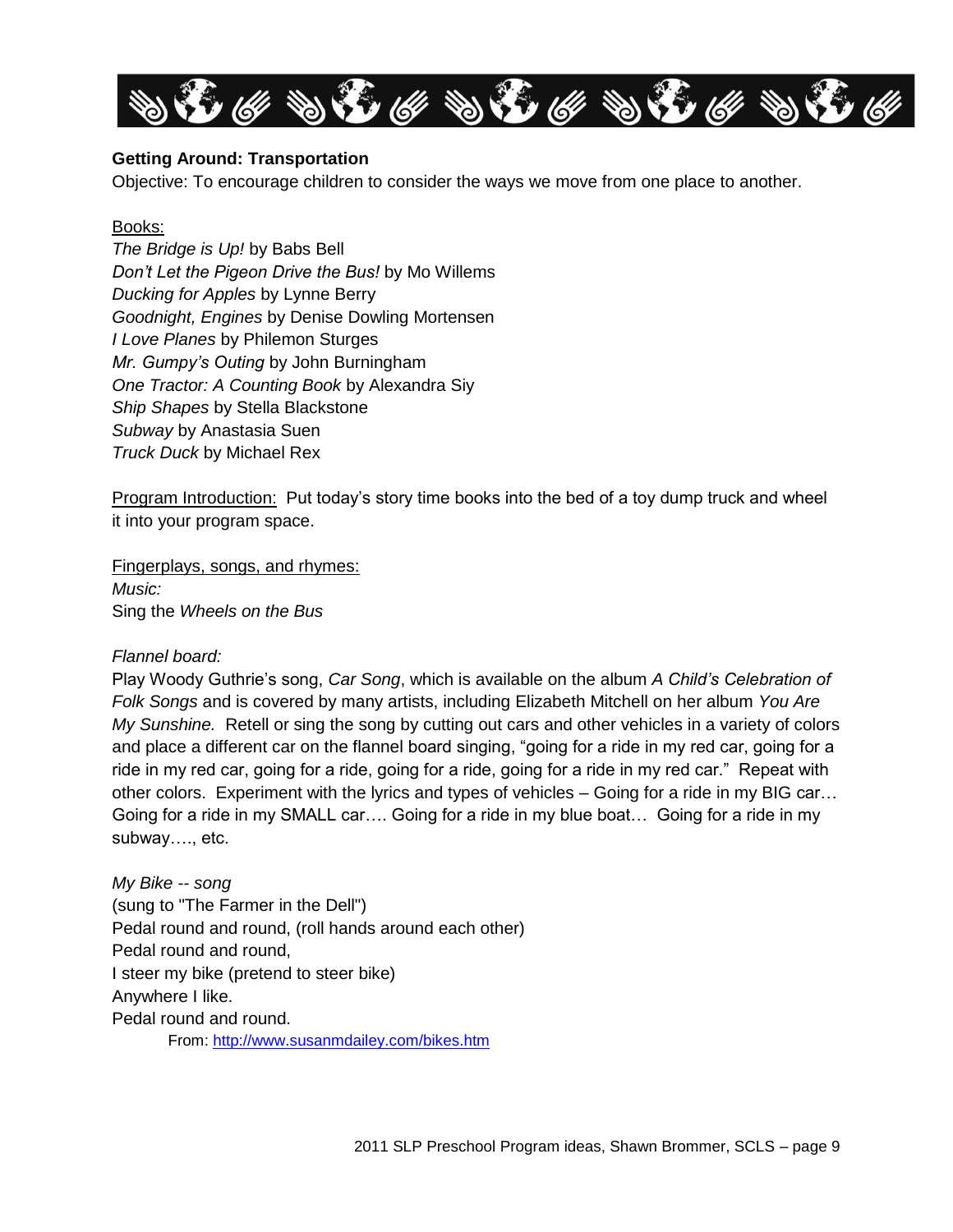**Getting Around: Transportation**

Objective: To encourage children to consider the ways we move from one place to another.

Books:

*The Bridge is Up!* by Babs Bell
*Don't Let the Pigeon Drive the Bus!* by Mo Willems
*Ducking for Apples* by Lynne Berry
*Goodnight, Engines* by Denise Dowling Mortensen
*I Love Planes* by Philemon Sturges
*Mr. Gumpy's Outing* by John Burningham
*One Tractor: A Counting Book* by Alexandra Siy
*Ship Shapes* by Stella Blackstone
*Subway* by Anastasia Suen
*Truck Duck* by Michael Rex

Program Introduction: Put today's story time books into the bed of a toy dump truck and wheel it into your program space.

Fingerplays, songs, and rhymes:

*Music:*
Sing the *Wheels on the Bus*

*Flannel board:*
Play Woody Guthrie's song, *Car Song*, which is available on the album *A Child's Celebration of Folk Songs* and is covered by many artists, including Elizabeth Mitchell on her album *You Are My Sunshine.* Retell or sing the song by cutting out cars and other vehicles in a variety of colors and place a different car on the flannel board singing, "going for a ride in my red car, going for a ride in my red car, going for a ride, going for a ride, going for a ride in my red car." Repeat with other colors. Experiment with the lyrics and types of vehicles – Going for a ride in my BIG car… Going for a ride in my SMALL car…. Going for a ride in my blue boat… Going for a ride in my subway…., etc.

*My Bike -- song*
(sung to "The Farmer in the Dell")
Pedal round and round, (roll hands around each other)
Pedal round and round,
I steer my bike (pretend to steer bike)
Anywhere I like.
Pedal round and round.

From: http://www.susanmdailey.com/bikes.htm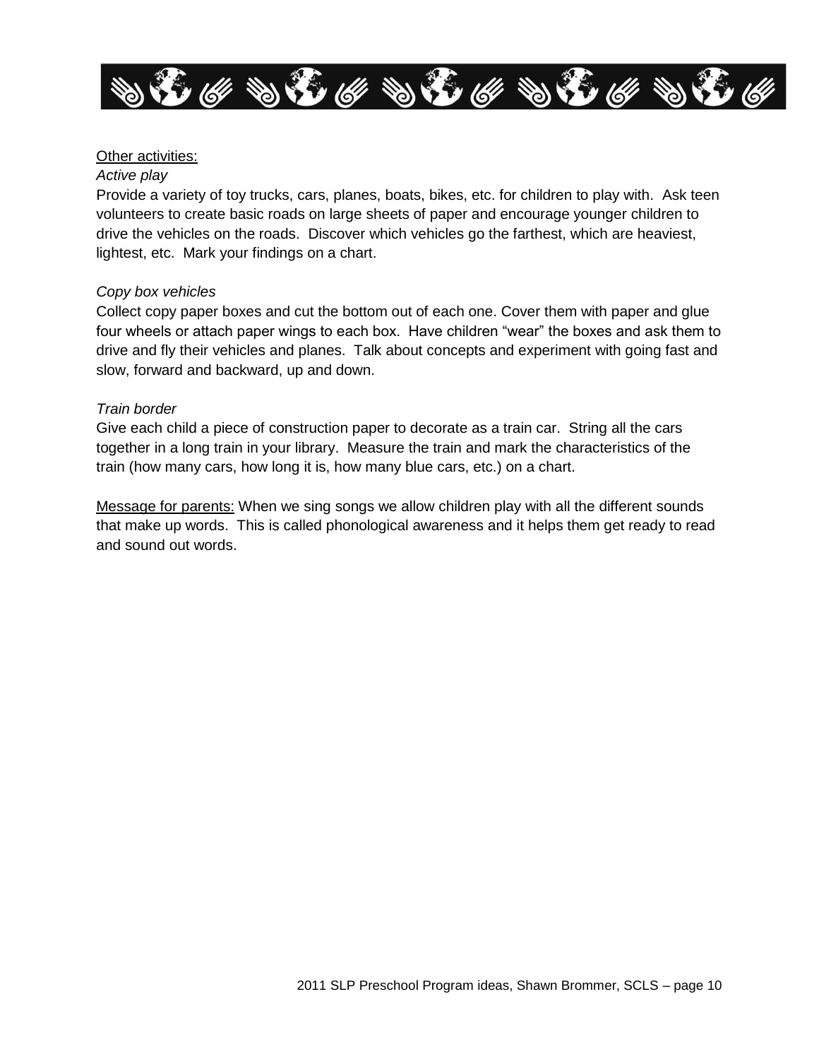Other activities:

*Active play*

Provide a variety of toy trucks, cars, planes, boats, bikes, etc. for children to play with. Ask teen volunteers to create basic roads on large sheets of paper and encourage younger children to drive the vehicles on the roads. Discover which vehicles go the farthest, which are heaviest, lightest, etc. Mark your findings on a chart.

*Copy box vehicles*

Collect copy paper boxes and cut the bottom out of each one. Cover them with paper and glue four wheels or attach paper wings to each box. Have children "wear" the boxes and ask them to drive and fly their vehicles and planes. Talk about concepts and experiment with going fast and slow, forward and backward, up and down.

*Train border*

Give each child a piece of construction paper to decorate as a train car. String all the cars together in a long train in your library. Measure the train and mark the characteristics of the train (how many cars, how long it is, how many blue cars, etc.) on a chart.

Message for parents: When we sing songs we allow children play with all the different sounds that make up words. This is called phonological awareness and it helps them get ready to read and sound out words.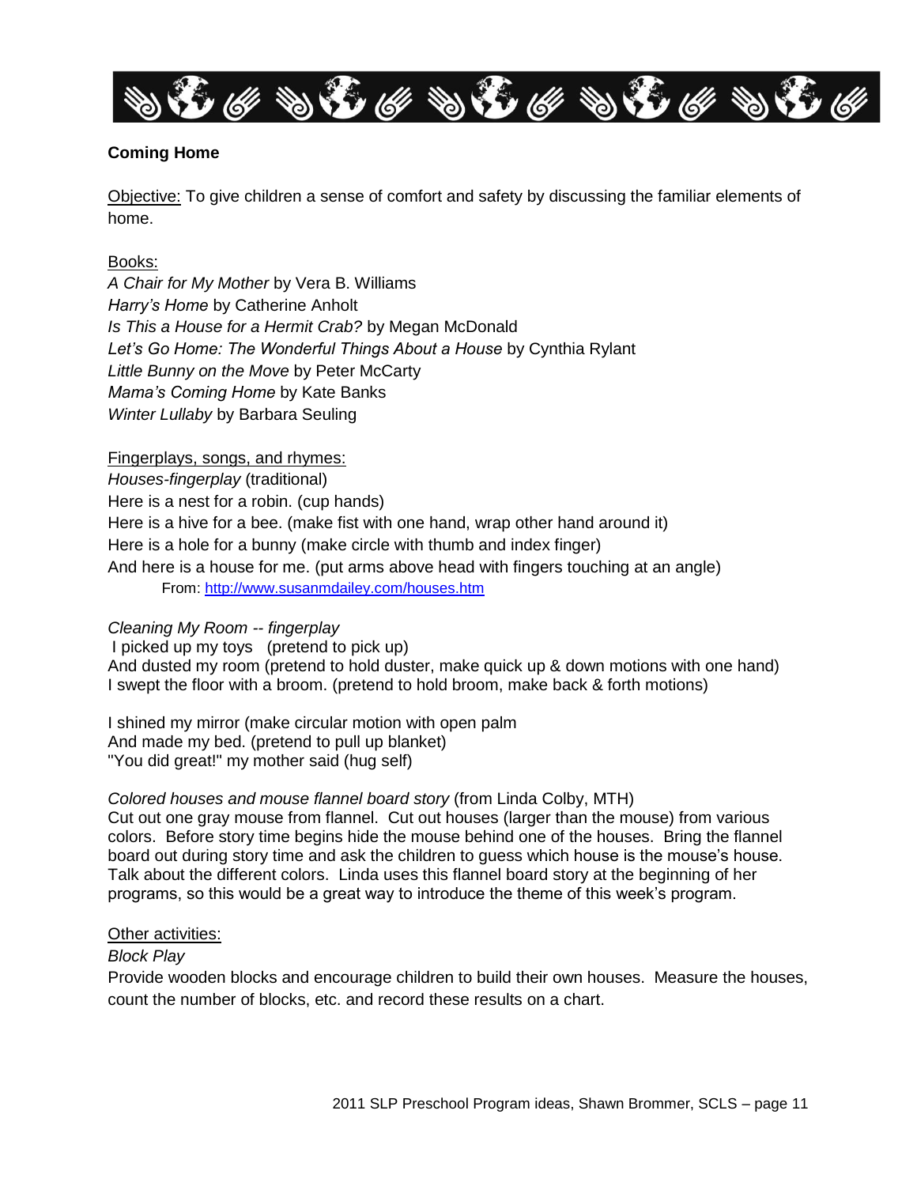**Coming Home**

Objective: To give children a sense of comfort and safety by discussing the familiar elements of home.

Books:

*A Chair for My Mother* by Vera B. Williams
*Harry's Home* by Catherine Anholt
*Is This a House for a Hermit Crab?* by Megan McDonald
*Let's Go Home: The Wonderful Things About a House* by Cynthia Rylant
*Little Bunny on the Move* by Peter McCarty
*Mama's Coming Home* by Kate Banks
*Winter Lullaby* by Barbara Seuling

Fingerplays, songs, and rhymes:

*Houses-fingerplay* (traditional)
Here is a nest for a robin. (cup hands)
Here is a hive for a bee. (make fist with one hand, wrap other hand around it)
Here is a hole for a bunny (make circle with thumb and index finger)
And here is a house for me. (put arms above head with fingers touching at an angle)
From: http://www.susanmdailey.com/houses.htm

*Cleaning My Room -- fingerplay*
I picked up my toys (pretend to pick up)
And dusted my room (pretend to hold duster, make quick up & down motions with one hand)
I swept the floor with a broom. (pretend to hold broom, make back & forth motions)

I shined my mirror (make circular motion with open palm
And made my bed. (pretend to pull up blanket)
"You did great!" my mother said (hug self)

*Colored houses and mouse flannel board story* (from Linda Colby, MTH)
Cut out one gray mouse from flannel. Cut out houses (larger than the mouse) from various colors. Before story time begins hide the mouse behind one of the houses. Bring the flannel board out during story time and ask the children to guess which house is the mouse's house. Talk about the different colors. Linda uses this flannel board story at the beginning of her programs, so this would be a great way to introduce the theme of this week's program.

Other activities:

*Block Play*
Provide wooden blocks and encourage children to build their own houses. Measure the houses, count the number of blocks, etc. and record these results on a chart.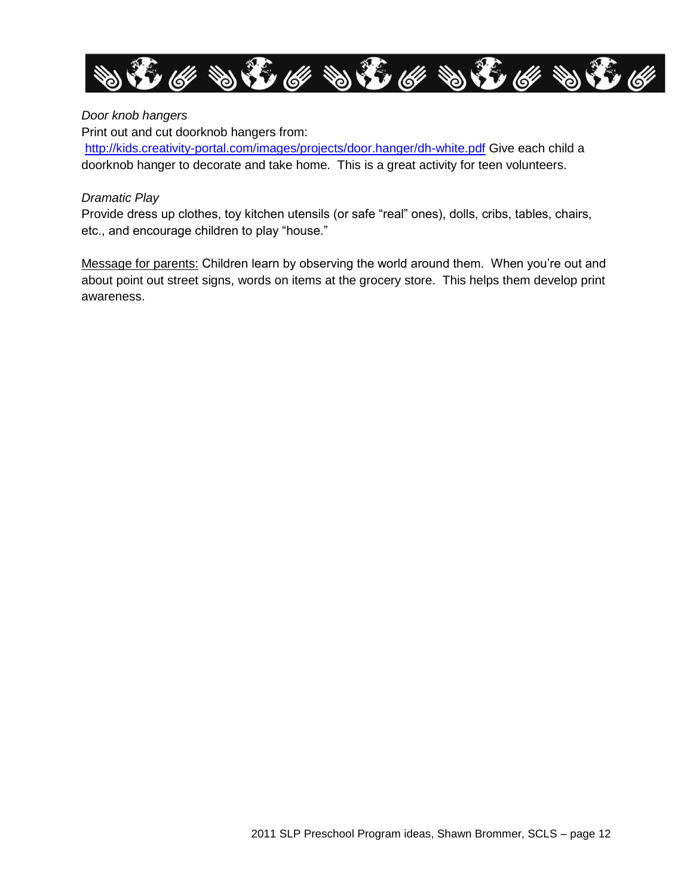*Door knob hangers*

Print out and cut doorknob hangers from:

http://kids.creativity-portal.com/images/projects/door.hanger/dh-white.pdf Give each child a doorknob hanger to decorate and take home. This is a great activity for teen volunteers.

*Dramatic Play*

Provide dress up clothes, toy kitchen utensils (or safe "real" ones), dolls, cribs, tables, chairs, etc., and encourage children to play "house."

<u>Message for parents:</u> Children learn by observing the world around them. When you're out and about point out street signs, words on items at the grocery store. This helps them develop print awareness.